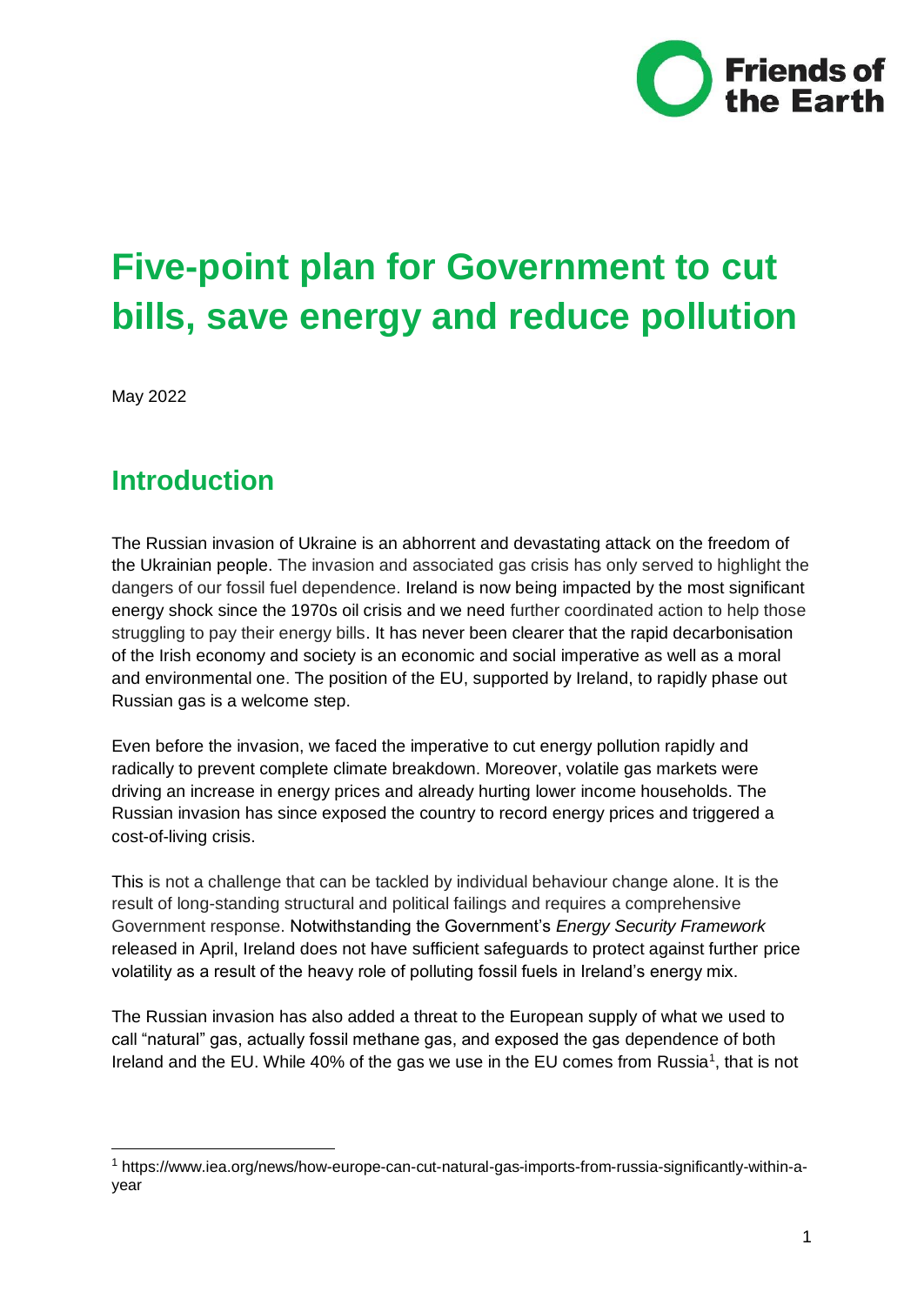# Five-point plan for Government to cut bills, save energy and reduce pollution

May 2022

## Introduction

The Russian invasion of Ukraine is an abhorrent and devastating attack on the freedom of the Ukrainian people. The invasion and associated gas crisis has only served to highlight the dangers of our fossil fuel dependence. Ireland is now being impacted by the most significant energy shock since the 1970s oil crisis and we need further coordinated action to help those struggling to pay their energy bills. It has never been clearer that the rapid decarbonisation of the Irish economy and society is an economic and social imperative as well as a moral and environmental one. The position of the EU, supported by Ireland, to rapidly phase out Russian gas is a welcome step.

Even before the invasion, we faced the imperative to cut energy pollution rapidly and radically to prevent complete climate breakdown. Moreover, volatile gas markets were driving an increase in energy prices and already hurting lower income households. The Russian invasion has since exposed the country to record energy prices and triggered a cost-of-living crisis.

This is not a challenge that can be tackled by individual behaviour change alone. It is the result of long-standing structural and political failings and requires a comprehensive Government response. Notwithstanding the Government's *Energy Security Framework* released in April, Ireland does not have sufficient safeguards to protect against further price volatility as a result of the heavy role of polluting fossil fuels in Ireland's energy mix.

The Russian invasion has also added a threat to the European supply of what we used to call "natural" gas, actually fossil methane gas, and exposed the gas dependence of both Ireland and the EU. While 40% of the gas we use in the EU comes from Russia[1], that is not

[1] https://www.iea.org/news/how-europe-can-cut-natural-gas-imports-from-russia-significantly-within-a-year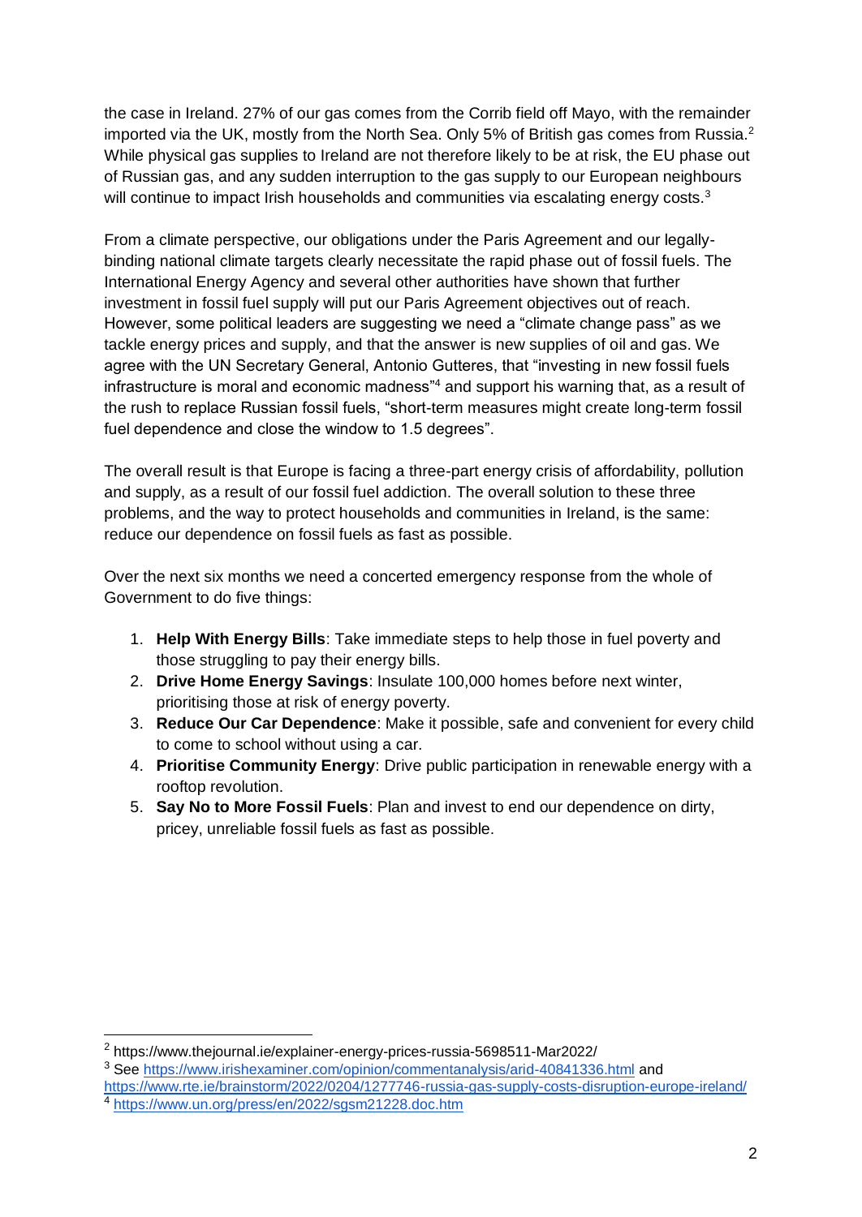the case in Ireland. 27% of our gas comes from the Corrib field off Mayo, with the remainder imported via the UK, mostly from the North Sea. Only 5% of British gas comes from Russia.[2] While physical gas supplies to Ireland are not therefore likely to be at risk, the EU phase out of Russian gas, and any sudden interruption to the gas supply to our European neighbours will continue to impact Irish households and communities via escalating energy costs.[3]

From a climate perspective, our obligations under the Paris Agreement and our legally-binding national climate targets clearly necessitate the rapid phase out of fossil fuels. The International Energy Agency and several other authorities have shown that further investment in fossil fuel supply will put our Paris Agreement objectives out of reach. However, some political leaders are suggesting we need a "climate change pass" as we tackle energy prices and supply, and that the answer is new supplies of oil and gas. We agree with the UN Secretary General, Antonio Gutteres, that "investing in new fossil fuels infrastructure is moral and economic madness"[4] and support his warning that, as a result of the rush to replace Russian fossil fuels, "short-term measures might create long-term fossil fuel dependence and close the window to 1.5 degrees".

The overall result is that Europe is facing a three-part energy crisis of affordability, pollution and supply, as a result of our fossil fuel addiction. The overall solution to these three problems, and the way to protect households and communities in Ireland, is the same: reduce our dependence on fossil fuels as fast as possible.

Over the next six months we need a concerted emergency response from the whole of Government to do five things:

1. **Help With Energy Bills**: Take immediate steps to help those in fuel poverty and those struggling to pay their energy bills.
2. **Drive Home Energy Savings**: Insulate 100,000 homes before next winter, prioritising those at risk of energy poverty.
3. **Reduce Our Car Dependence**: Make it possible, safe and convenient for every child to come to school without using a car.
4. **Prioritise Community Energy**: Drive public participation in renewable energy with a rooftop revolution.
5. **Say No to More Fossil Fuels**: Plan and invest to end our dependence on dirty, pricey, unreliable fossil fuels as fast as possible.

---

[2] https://www.thejournal.ie/explainer-energy-prices-russia-5698511-Mar2022/

[3] See https://www.irishexaminer.com/opinion/commentanalysis/arid-40841336.html and https://www.rte.ie/brainstorm/2022/0204/1277746-russia-gas-supply-costs-disruption-europe-ireland/

[4] https://www.un.org/press/en/2022/sgsm21228.doc.htm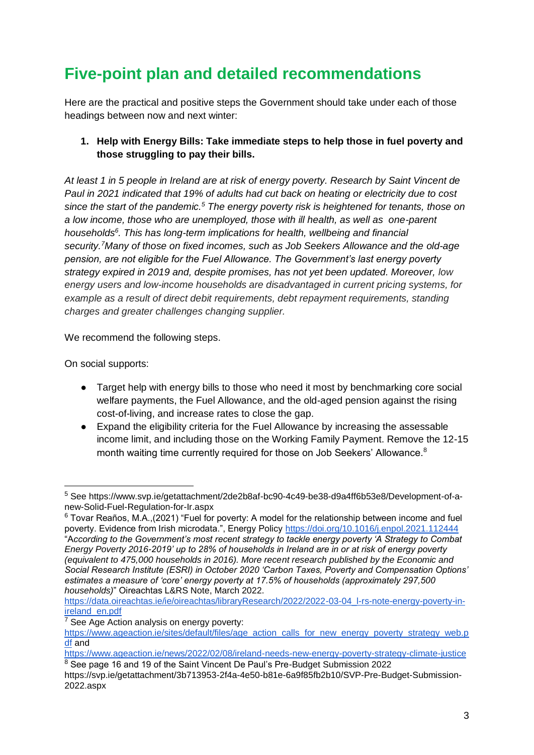# Five-point plan and detailed recommendations

Here are the practical and positive steps the Government should take under each of those headings between now and next winter:

1. **Help with Energy Bills: Take immediate steps to help those in fuel poverty and those struggling to pay their bills.**

*At least 1 in 5 people in Ireland are at risk of energy poverty. Research by Saint Vincent de Paul in 2021 indicated that 19% of adults had cut back on heating or electricity due to cost since the start of the pandemic.[5] The energy poverty risk is heightened for tenants, those on a low income, those who are unemployed, those with ill health, as well as one-parent households[6]. This has long-term implications for health, wellbeing and financial security.[7] Many of those on fixed incomes, such as Job Seekers Allowance and the old-age pension, are not eligible for the Fuel Allowance. The Government's last energy poverty strategy expired in 2019 and, despite promises, has not yet been updated. Moreover, low energy users and low-income households are disadvantaged in current pricing systems, for example as a result of direct debit requirements, debt repayment requirements, standing charges and greater challenges changing supplier.*

We recommend the following steps.

On social supports:

- Target help with energy bills to those who need it most by benchmarking core social welfare payments, the Fuel Allowance, and the old-aged pension against the rising cost-of-living, and increase rates to close the gap.
- Expand the eligibility criteria for the Fuel Allowance by increasing the assessable income limit, and including those on the Working Family Payment. Remove the 12-15 month waiting time currently required for those on Job Seekers' Allowance.[8]

---

[5] See https://www.svp.ie/getattachment/2de2b8af-bc90-4c49-be38-d9a4ff6b53e8/Development-of-a-new-Solid-Fuel-Regulation-for-Ir.aspx

[6] Tovar Reaños, M.A.,(2021) "Fuel for poverty: A model for the relationship between income and fuel poverty. Evidence from Irish microdata.", Energy Policy https://doi.org/10.1016/j.enpol.2021.112444 "*According to the Government's most recent strategy to tackle energy poverty 'A Strategy to Combat Energy Poverty 2016-2019' up to 28% of households in Ireland are in or at risk of energy poverty (equivalent to 475,000 households in 2016). More recent research published by the Economic and Social Research Institute (ESRI) in October 2020 'Carbon Taxes, Poverty and Compensation Options' estimates a measure of 'core' energy poverty at 17.5% of households (approximately 297,500 households)*" Oireachtas L&RS Note, March 2022. https://data.oireachtas.ie/ie/oireachtas/libraryResearch/2022/2022-03-04_l-rs-note-energy-poverty-in-ireland_en.pdf

[7] See Age Action analysis on energy poverty: https://www.ageaction.ie/sites/default/files/age_action_calls_for_new_energy_poverty_strategy_web.pdf and https://www.ageaction.ie/news/2022/02/08/ireland-needs-new-energy-poverty-strategy-climate-justice

[8] See page 16 and 19 of the Saint Vincent De Paul's Pre-Budget Submission 2022 https://svp.ie/getattachment/3b713953-2f4a-4e50-b81e-6a9f85fb2b10/SVP-Pre-Budget-Submission-2022.aspx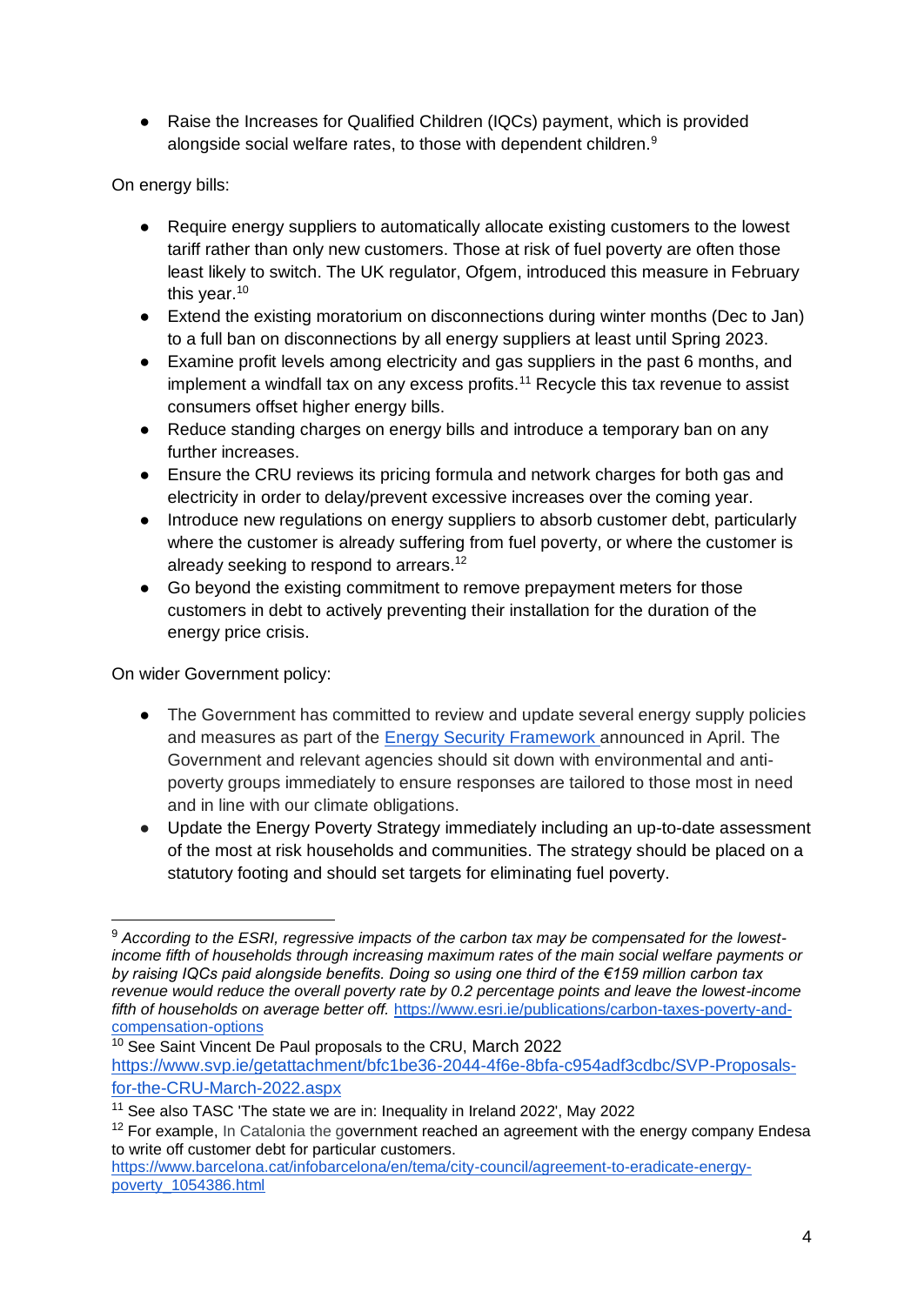- Raise the Increases for Qualified Children (IQCs) payment, which is provided alongside social welfare rates, to those with dependent children.[9]

On energy bills:

- Require energy suppliers to automatically allocate existing customers to the lowest tariff rather than only new customers. Those at risk of fuel poverty are often those least likely to switch. The UK regulator, Ofgem, introduced this measure in February this year.[10]
- Extend the existing moratorium on disconnections during winter months (Dec to Jan) to a full ban on disconnections by all energy suppliers at least until Spring 2023.
- Examine profit levels among electricity and gas suppliers in the past 6 months, and implement a windfall tax on any excess profits.[11] Recycle this tax revenue to assist consumers offset higher energy bills.
- Reduce standing charges on energy bills and introduce a temporary ban on any further increases.
- Ensure the CRU reviews its pricing formula and network charges for both gas and electricity in order to delay/prevent excessive increases over the coming year.
- Introduce new regulations on energy suppliers to absorb customer debt, particularly where the customer is already suffering from fuel poverty, or where the customer is already seeking to respond to arrears.[12]
- Go beyond the existing commitment to remove prepayment meters for those customers in debt to actively preventing their installation for the duration of the energy price crisis.

On wider Government policy:

- The Government has committed to review and update several energy supply policies and measures as part of the [Energy Security Framework](Energy Security Framework) announced in April. The Government and relevant agencies should sit down with environmental and anti-poverty groups immediately to ensure responses are tailored to those most in need and in line with our climate obligations.
- Update the Energy Poverty Strategy immediately including an up-to-date assessment of the most at risk households and communities. The strategy should be placed on a statutory footing and should set targets for eliminating fuel poverty.

---

[9] *According to the ESRI, regressive impacts of the carbon tax may be compensated for the lowest-income fifth of households through increasing maximum rates of the main social welfare payments or by raising IQCs paid alongside benefits. Doing so using one third of the €159 million carbon tax revenue would reduce the overall poverty rate by 0.2 percentage points and leave the lowest-income fifth of households on average better off.* https://www.esri.ie/publications/carbon-taxes-poverty-and-compensation-options

[10] See Saint Vincent De Paul proposals to the CRU, March 2022 https://www.svp.ie/getattachment/bfc1be36-2044-4f6e-8bfa-c954adf3cdbc/SVP-Proposals-for-the-CRU-March-2022.aspx

[11] See also TASC 'The state we are in: Inequality in Ireland 2022', May 2022

[12] For example, In Catalonia the government reached an agreement with the energy company Endesa to write off customer debt for particular customers. https://www.barcelona.cat/infobarcelona/en/tema/city-council/agreement-to-eradicate-energy-poverty_1054386.html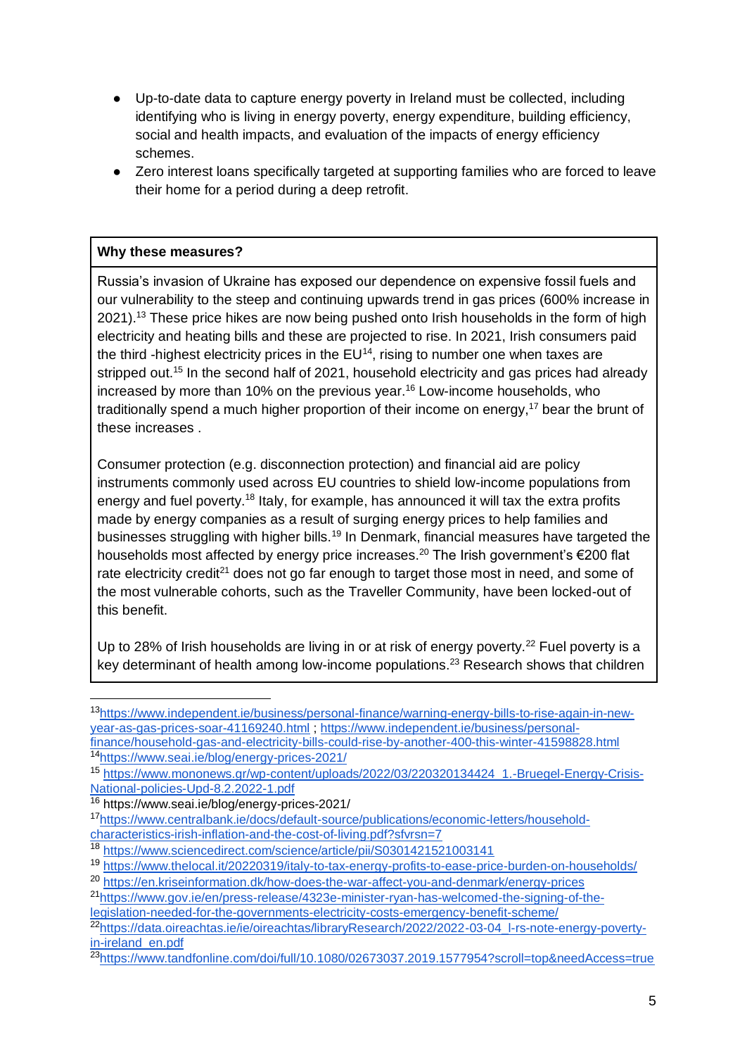- Up-to-date data to capture energy poverty in Ireland must be collected, including identifying who is living in energy poverty, energy expenditure, building efficiency, social and health impacts, and evaluation of the impacts of energy efficiency schemes.
- Zero interest loans specifically targeted at supporting families who are forced to leave their home for a period during a deep retrofit.

**Why these measures?**

Russia's invasion of Ukraine has exposed our dependence on expensive fossil fuels and our vulnerability to the steep and continuing upwards trend in gas prices (600% increase in 2021).[13] These price hikes are now being pushed onto Irish households in the form of high electricity and heating bills and these are projected to rise. In 2021, Irish consumers paid the third -highest electricity prices in the EU[14], rising to number one when taxes are stripped out.[15] In the second half of 2021, household electricity and gas prices had already increased by more than 10% on the previous year.[16] Low-income households, who traditionally spend a much higher proportion of their income on energy,[17] bear the brunt of these increases .

Consumer protection (e.g. disconnection protection) and financial aid are policy instruments commonly used across EU countries to shield low-income populations from energy and fuel poverty.[18] Italy, for example, has announced it will tax the extra profits made by energy companies as a result of surging energy prices to help families and businesses struggling with higher bills.[19] In Denmark, financial measures have targeted the households most affected by energy price increases.[20] The Irish government's €200 flat rate electricity credit[21] does not go far enough to target those most in need, and some of the most vulnerable cohorts, such as the Traveller Community, have been locked-out of this benefit.

Up to 28% of Irish households are living in or at risk of energy poverty.[22] Fuel poverty is a key determinant of health among low-income populations.[23] Research shows that children

---

[13] https://www.independent.ie/business/personal-finance/warning-energy-bills-to-rise-again-in-new-year-as-gas-prices-soar-41169240.html ; https://www.independent.ie/business/personal-finance/household-gas-and-electricity-bills-could-rise-by-another-400-this-winter-41598828.html

[14] https://www.seai.ie/blog/energy-prices-2021/

[15] https://www.mononews.gr/wp-content/uploads/2022/03/220320134424_1.-Bruegel-Energy-Crisis-National-policies-Upd-8.2.2022-1.pdf

[16] https://www.seai.ie/blog/energy-prices-2021/

[17] https://www.centralbank.ie/docs/default-source/publications/economic-letters/household-characteristics-irish-inflation-and-the-cost-of-living.pdf?sfvrsn=7

[18] https://www.sciencedirect.com/science/article/pii/S0301421521003141

[19] https://www.thelocal.it/20220319/italy-to-tax-energy-profits-to-ease-price-burden-on-households/

[20] https://en.kriseinformation.dk/how-does-the-war-affect-you-and-denmark/energy-prices

[21] https://www.gov.ie/en/press-release/4323e-minister-ryan-has-welcomed-the-signing-of-the-legislation-needed-for-the-governments-electricity-costs-emergency-benefit-scheme/

[22] https://data.oireachtas.ie/ie/oireachtas/libraryResearch/2022/2022-03-04_l-rs-note-energy-poverty-in-ireland_en.pdf

[23] https://www.tandfonline.com/doi/full/10.1080/02673037.2019.1577954?scroll=top&needAccess=true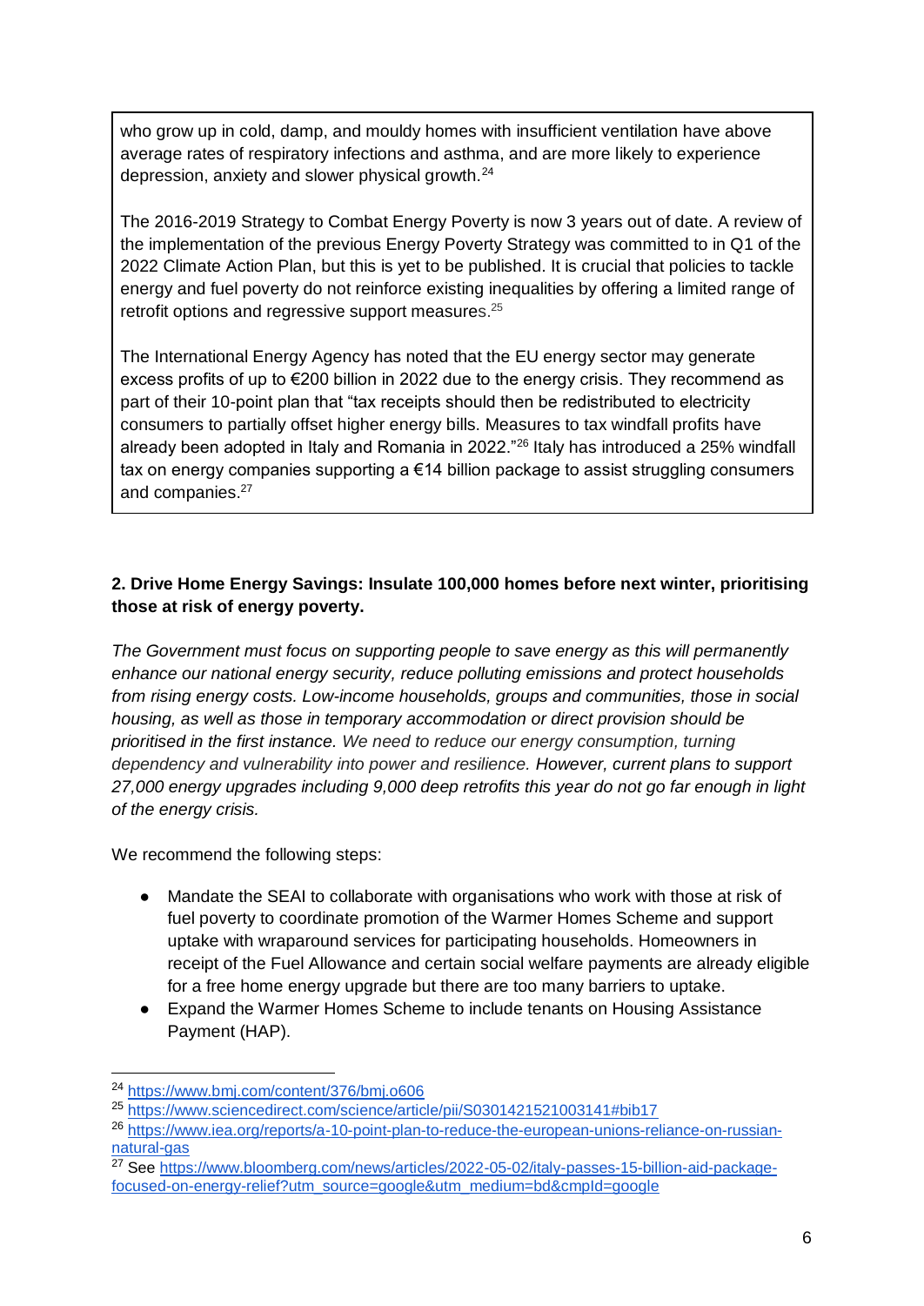who grow up in cold, damp, and mouldy homes with insufficient ventilation have above average rates of respiratory infections and asthma, and are more likely to experience depression, anxiety and slower physical growth.[24]

The 2016-2019 Strategy to Combat Energy Poverty is now 3 years out of date. A review of the implementation of the previous Energy Poverty Strategy was committed to in Q1 of the 2022 Climate Action Plan, but this is yet to be published. It is crucial that policies to tackle energy and fuel poverty do not reinforce existing inequalities by offering a limited range of retrofit options and regressive support measures.[25]

The International Energy Agency has noted that the EU energy sector may generate excess profits of up to €200 billion in 2022 due to the energy crisis. They recommend as part of their 10-point plan that "tax receipts should then be redistributed to electricity consumers to partially offset higher energy bills. Measures to tax windfall profits have already been adopted in Italy and Romania in 2022."[26] Italy has introduced a 25% windfall tax on energy companies supporting a €14 billion package to assist struggling consumers and companies.[27]

**2. Drive Home Energy Savings: Insulate 100,000 homes before next winter, prioritising those at risk of energy poverty.**

*The Government must focus on supporting people to save energy as this will permanently enhance our national energy security, reduce polluting emissions and protect households from rising energy costs. Low-income households, groups and communities, those in social housing, as well as those in temporary accommodation or direct provision should be prioritised in the first instance. We need to reduce our energy consumption, turning dependency and vulnerability into power and resilience. However, current plans to support 27,000 energy upgrades including 9,000 deep retrofits this year do not go far enough in light of the energy crisis.*

We recommend the following steps:

- Mandate the SEAI to collaborate with organisations who work with those at risk of fuel poverty to coordinate promotion of the Warmer Homes Scheme and support uptake with wraparound services for participating households. Homeowners in receipt of the Fuel Allowance and certain social welfare payments are already eligible for a free home energy upgrade but there are too many barriers to uptake.
- Expand the Warmer Homes Scheme to include tenants on Housing Assistance Payment (HAP).

[24] https://www.bmj.com/content/376/bmj.o606
[25] https://www.sciencedirect.com/science/article/pii/S0301421521003141#bib17
[26] https://www.iea.org/reports/a-10-point-plan-to-reduce-the-european-unions-reliance-on-russian-natural-gas
[27] See https://www.bloomberg.com/news/articles/2022-05-02/italy-passes-15-billion-aid-package-focused-on-energy-relief?utm_source=google&utm_medium=bd&cmpId=google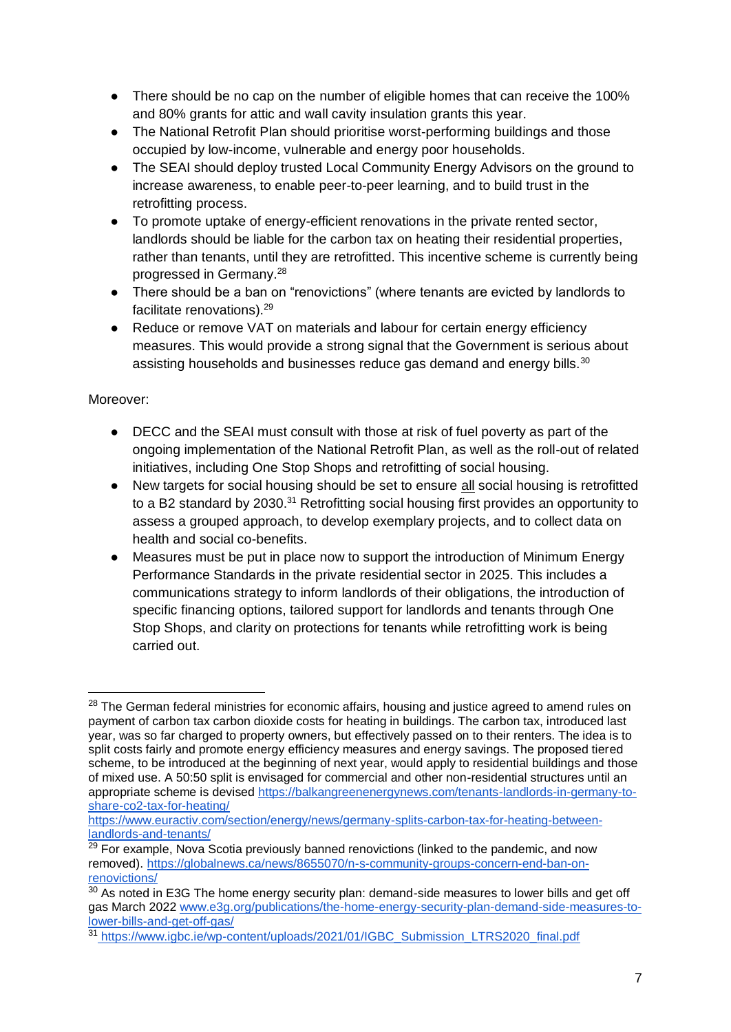- There should be no cap on the number of eligible homes that can receive the 100% and 80% grants for attic and wall cavity insulation grants this year.
- The National Retrofit Plan should prioritise worst-performing buildings and those occupied by low-income, vulnerable and energy poor households.
- The SEAI should deploy trusted Local Community Energy Advisors on the ground to increase awareness, to enable peer-to-peer learning, and to build trust in the retrofitting process.
- To promote uptake of energy-efficient renovations in the private rented sector, landlords should be liable for the carbon tax on heating their residential properties, rather than tenants, until they are retrofitted. This incentive scheme is currently being progressed in Germany.[28]
- There should be a ban on "renovictions" (where tenants are evicted by landlords to facilitate renovations).[29]
- Reduce or remove VAT on materials and labour for certain energy efficiency measures. This would provide a strong signal that the Government is serious about assisting households and businesses reduce gas demand and energy bills.[30]

Moreover:

- DECC and the SEAI must consult with those at risk of fuel poverty as part of the ongoing implementation of the National Retrofit Plan, as well as the roll-out of related initiatives, including One Stop Shops and retrofitting of social housing.
- New targets for social housing should be set to ensure <u>all</u> social housing is retrofitted to a B2 standard by 2030.[31] Retrofitting social housing first provides an opportunity to assess a grouped approach, to develop exemplary projects, and to collect data on health and social co-benefits.
- Measures must be put in place now to support the introduction of Minimum Energy Performance Standards in the private residential sector in 2025. This includes a communications strategy to inform landlords of their obligations, the introduction of specific financing options, tailored support for landlords and tenants through One Stop Shops, and clarity on protections for tenants while retrofitting work is being carried out.

---

[28] The German federal ministries for economic affairs, housing and justice agreed to amend rules on payment of carbon tax carbon dioxide costs for heating in buildings. The carbon tax, introduced last year, was so far charged to property owners, but effectively passed on to their renters. The idea is to split costs fairly and promote energy efficiency measures and energy savings. The proposed tiered scheme, to be introduced at the beginning of next year, would apply to residential buildings and those of mixed use. A 50:50 split is envisaged for commercial and other non-residential structures until an appropriate scheme is devised https://balkangreenenergynews.com/tenants-landlords-in-germany-to-share-co2-tax-for-heating/
https://www.euractiv.com/section/energy/news/germany-splits-carbon-tax-for-heating-between-landlords-and-tenants/

[29] For example, Nova Scotia previously banned renovictions (linked to the pandemic, and now removed). https://globalnews.ca/news/8655070/n-s-community-groups-concern-end-ban-on-renovictions/

[30] As noted in E3G The home energy security plan: demand-side measures to lower bills and get off gas March 2022 www.e3g.org/publications/the-home-energy-security-plan-demand-side-measures-to-lower-bills-and-get-off-gas/

[31] https://www.igbc.ie/wp-content/uploads/2021/01/IGBC_Submission_LTRS2020_final.pdf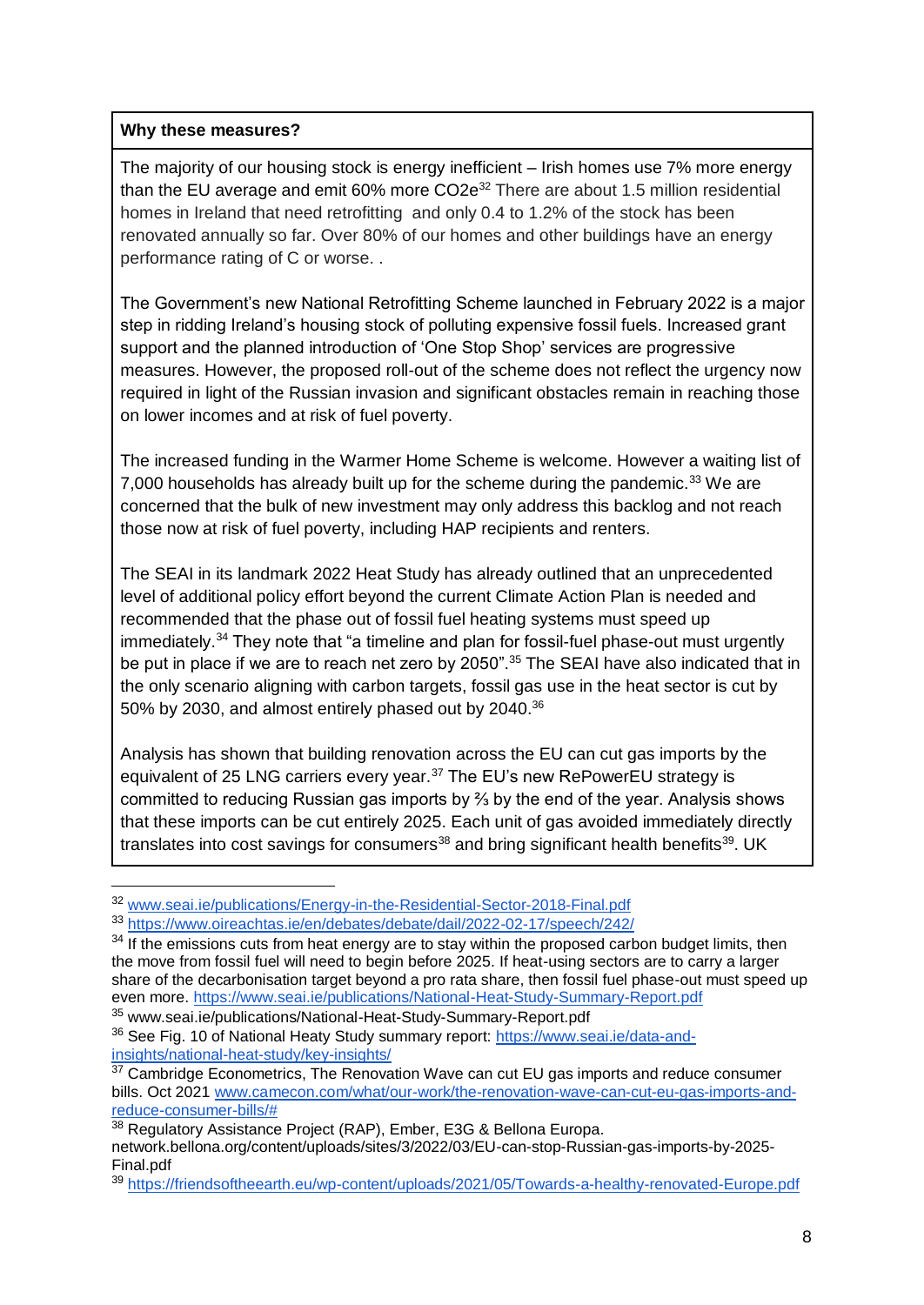**Why these measures?**

The majority of our housing stock is energy inefficient – Irish homes use 7% more energy than the EU average and emit 60% more CO2e[32] There are about 1.5 million residential homes in Ireland that need retrofitting and only 0.4 to 1.2% of the stock has been renovated annually so far. Over 80% of our homes and other buildings have an energy performance rating of C or worse. .

The Government's new National Retrofitting Scheme launched in February 2022 is a major step in ridding Ireland's housing stock of polluting expensive fossil fuels. Increased grant support and the planned introduction of 'One Stop Shop' services are progressive measures. However, the proposed roll-out of the scheme does not reflect the urgency now required in light of the Russian invasion and significant obstacles remain in reaching those on lower incomes and at risk of fuel poverty.

The increased funding in the Warmer Home Scheme is welcome. However a waiting list of 7,000 households has already built up for the scheme during the pandemic.[33] We are concerned that the bulk of new investment may only address this backlog and not reach those now at risk of fuel poverty, including HAP recipients and renters.

The SEAI in its landmark 2022 Heat Study has already outlined that an unprecedented level of additional policy effort beyond the current Climate Action Plan is needed and recommended that the phase out of fossil fuel heating systems must speed up immediately.[34] They note that "a timeline and plan for fossil-fuel phase-out must urgently be put in place if we are to reach net zero by 2050".[35] The SEAI have also indicated that in the only scenario aligning with carbon targets, fossil gas use in the heat sector is cut by 50% by 2030, and almost entirely phased out by 2040.[36]

Analysis has shown that building renovation across the EU can cut gas imports by the equivalent of 25 LNG carriers every year.[37] The EU's new RePowerEU strategy is committed to reducing Russian gas imports by ⅔ by the end of the year. Analysis shows that these imports can be cut entirely 2025. Each unit of gas avoided immediately directly translates into cost savings for consumers[38] and bring significant health benefits[39]. UK

---

[32] www.seai.ie/publications/Energy-in-the-Residential-Sector-2018-Final.pdf

[33] https://www.oireachtas.ie/en/debates/debate/dail/2022-02-17/speech/242/

[34] If the emissions cuts from heat energy are to stay within the proposed carbon budget limits, then the move from fossil fuel will need to begin before 2025. If heat-using sectors are to carry a larger share of the decarbonisation target beyond a pro rata share, then fossil fuel phase-out must speed up even more. https://www.seai.ie/publications/National-Heat-Study-Summary-Report.pdf

[35] www.seai.ie/publications/National-Heat-Study-Summary-Report.pdf

[36] See Fig. 10 of National Heaty Study summary report: https://www.seai.ie/data-and-insights/national-heat-study/key-insights/

[37] Cambridge Econometrics, The Renovation Wave can cut EU gas imports and reduce consumer bills. Oct 2021 www.camecon.com/what/our-work/the-renovation-wave-can-cut-eu-gas-imports-and-reduce-consumer-bills/#

[38] Regulatory Assistance Project (RAP), Ember, E3G & Bellona Europa. network.bellona.org/content/uploads/sites/3/2022/03/EU-can-stop-Russian-gas-imports-by-2025-Final.pdf

[39] https://friendsoftheearth.eu/wp-content/uploads/2021/05/Towards-a-healthy-renovated-Europe.pdf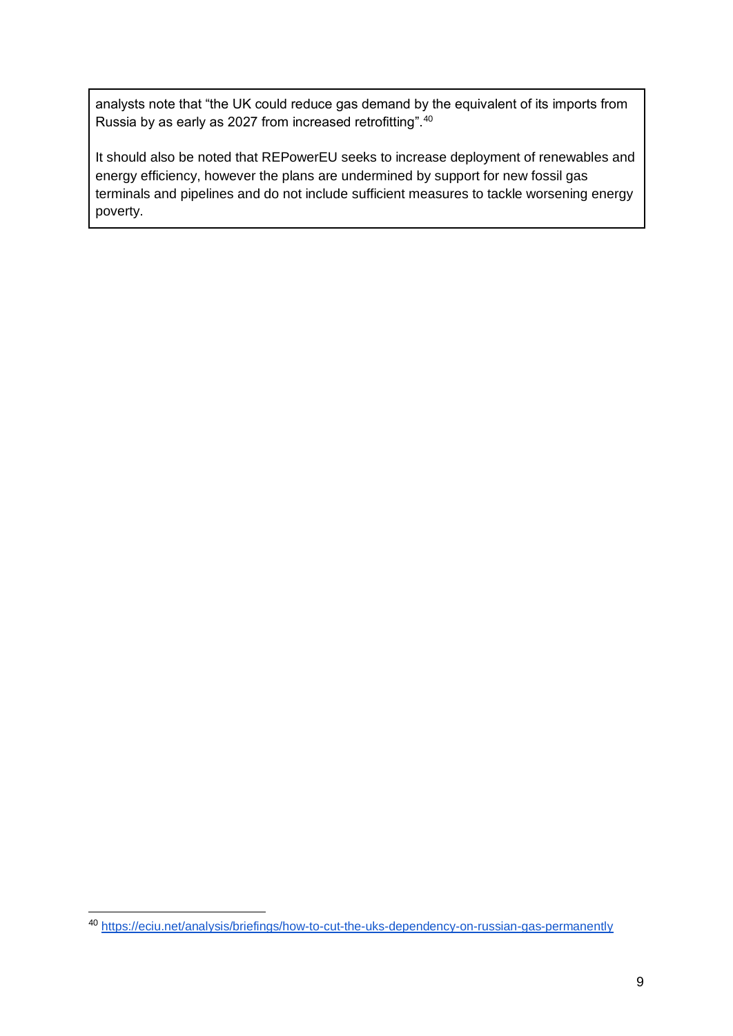analysts note that “the UK could reduce gas demand by the equivalent of its imports from Russia by as early as 2027 from increased retrofitting”.[40]

It should also be noted that REPowerEU seeks to increase deployment of renewables and energy efficiency, however the plans are undermined by support for new fossil gas terminals and pipelines and do not include sufficient measures to tackle worsening energy poverty.

[40] https://eciu.net/analysis/briefings/how-to-cut-the-uks-dependency-on-russian-gas-permanently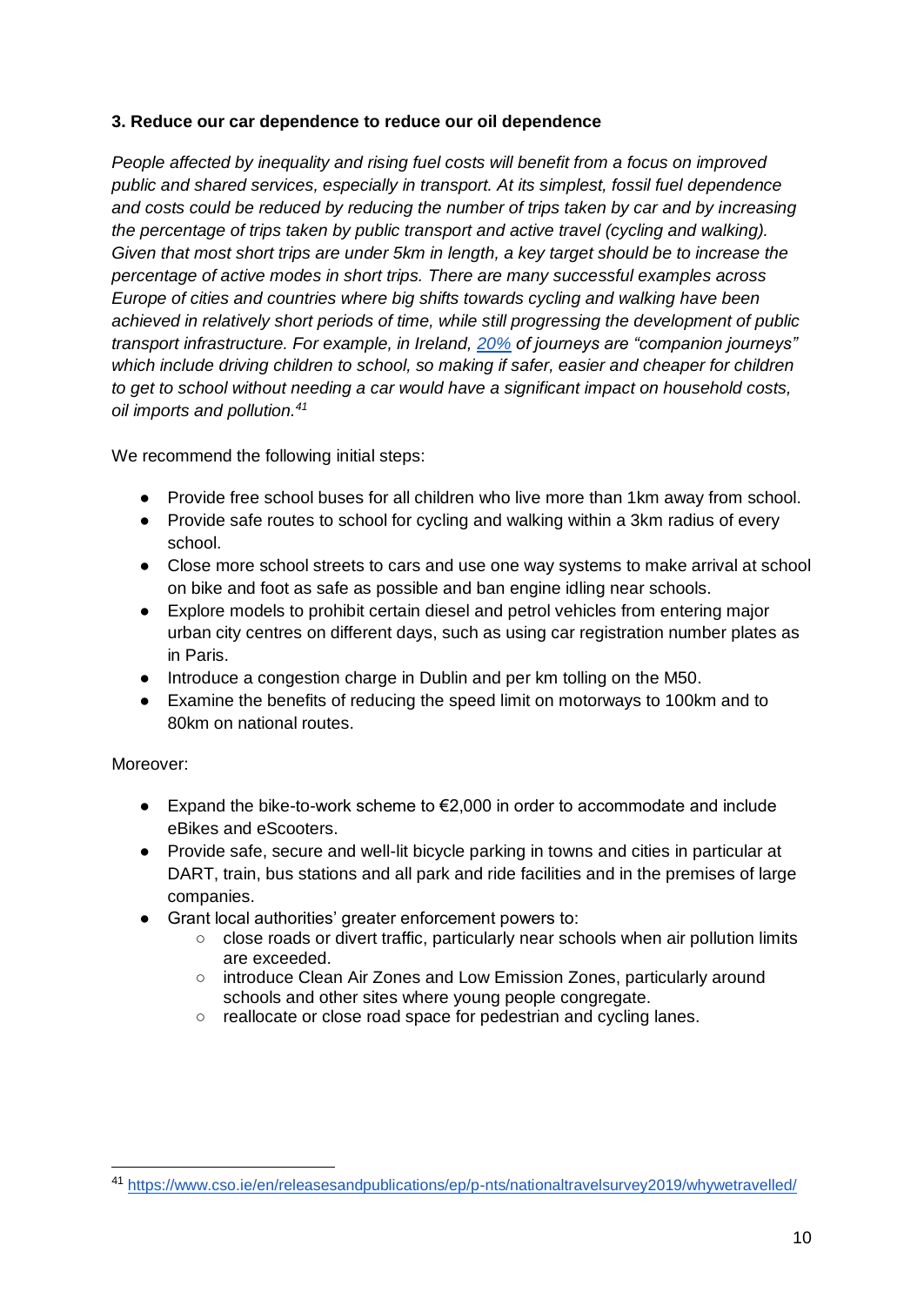**3. Reduce our car dependence to reduce our oil dependence**

*People affected by inequality and rising fuel costs will benefit from a focus on improved public and shared services, especially in transport. At its simplest, fossil fuel dependence and costs could be reduced by reducing the number of trips taken by car and by increasing the percentage of trips taken by public transport and active travel (cycling and walking). Given that most short trips are under 5km in length, a key target should be to increase the percentage of active modes in short trips. There are many successful examples across Europe of cities and countries where big shifts towards cycling and walking have been achieved in relatively short periods of time, while still progressing the development of public transport infrastructure. For example, in Ireland, [20%](https://www.cso.ie/en/releasesandpublications/ep/p-nts/nationaltravelsurvey2019/whywetravelled/) of journeys are "companion journeys" which include driving children to school, so making if safer, easier and cheaper for children to get to school without needing a car would have a significant impact on household costs, oil imports and pollution.*[41]

We recommend the following initial steps:

- Provide free school buses for all children who live more than 1km away from school.
- Provide safe routes to school for cycling and walking within a 3km radius of every school.
- Close more school streets to cars and use one way systems to make arrival at school on bike and foot as safe as possible and ban engine idling near schools.
- Explore models to prohibit certain diesel and petrol vehicles from entering major urban city centres on different days, such as using car registration number plates as in Paris.
- Introduce a congestion charge in Dublin and per km tolling on the M50.
- Examine the benefits of reducing the speed limit on motorways to 100km and to 80km on national routes.

Moreover:

- Expand the bike-to-work scheme to €2,000 in order to accommodate and include eBikes and eScooters.
- Provide safe, secure and well-lit bicycle parking in towns and cities in particular at DART, train, bus stations and all park and ride facilities and in the premises of large companies.
- Grant local authorities' greater enforcement powers to:
  - close roads or divert traffic, particularly near schools when air pollution limits are exceeded.
  - introduce Clean Air Zones and Low Emission Zones, particularly around schools and other sites where young people congregate.
  - reallocate or close road space for pedestrian and cycling lanes.

[41] https://www.cso.ie/en/releasesandpublications/ep/p-nts/nationaltravelsurvey2019/whywetravelled/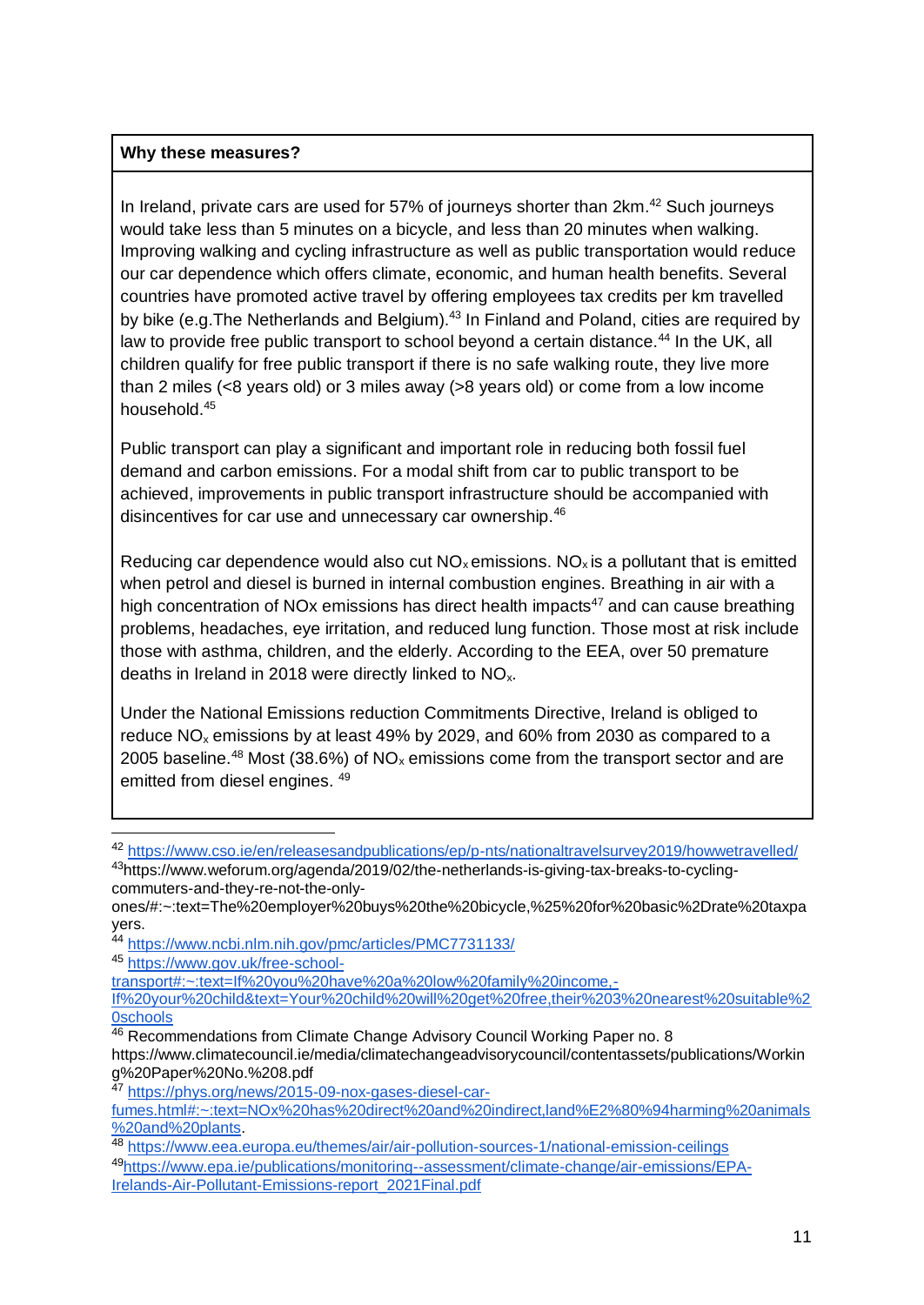**Why these measures?**

In Ireland, private cars are used for 57% of journeys shorter than 2km.[42] Such journeys would take less than 5 minutes on a bicycle, and less than 20 minutes when walking. Improving walking and cycling infrastructure as well as public transportation would reduce our car dependence which offers climate, economic, and human health benefits. Several countries have promoted active travel by offering employees tax credits per km travelled by bike (e.g.The Netherlands and Belgium).[43] In Finland and Poland, cities are required by law to provide free public transport to school beyond a certain distance.[44] In the UK, all children qualify for free public transport if there is no safe walking route, they live more than 2 miles (<8 years old) or 3 miles away (>8 years old) or come from a low income household.[45]

Public transport can play a significant and important role in reducing both fossil fuel demand and carbon emissions. For a modal shift from car to public transport to be achieved, improvements in public transport infrastructure should be accompanied with disincentives for car use and unnecessary car ownership.[46]

Reducing car dependence would also cut $NO_x$ emissions. $NO_x$ is a pollutant that is emitted when petrol and diesel is burned in internal combustion engines. Breathing in air with a high concentration of NOx emissions has direct health impacts[47] and can cause breathing problems, headaches, eye irritation, and reduced lung function. Those most at risk include those with asthma, children, and the elderly. According to the EEA, over 50 premature deaths in Ireland in 2018 were directly linked to $NO_x$.

Under the National Emissions reduction Commitments Directive, Ireland is obliged to reduce $NO_x$ emissions by at least 49% by 2029, and 60% from 2030 as compared to a 2005 baseline.[48] Most (38.6%) of $NO_x$ emissions come from the transport sector and are emitted from diesel engines. [49]

---

[42] https://www.cso.ie/en/releasesandpublications/ep/p-nts/nationaltravelsurvey2019/howwetravelled/

[43] https://www.weforum.org/agenda/2019/02/the-netherlands-is-giving-tax-breaks-to-cycling-commuters-and-they-re-not-the-only-ones/#:~:text=The%20employer%20buys%20the%20bicycle,%25%20for%20basic%2Drate%20taxpayers.

[44] https://www.ncbi.nlm.nih.gov/pmc/articles/PMC7731133/

[45] https://www.gov.uk/free-school-transport#:~:text=If%20you%20have%20a%20low%20family%20income,-If%20your%20child&text=Your%20child%20will%20get%20free,their%203%20nearest%20suitable%20schools

[46] Recommendations from Climate Change Advisory Council Working Paper no. 8 https://www.climatecouncil.ie/media/climatechangeadvisorycouncil/contentassets/publications/Working%20Paper%20No.%208.pdf

[47] https://phys.org/news/2015-09-nox-gases-diesel-car-fumes.html#:~:text=NOx%20has%20direct%20and%20indirect,land%E2%80%94harming%20animals%20and%20plants.

[48] https://www.eea.europa.eu/themes/air/air-pollution-sources-1/national-emission-ceilings

[49] https://www.epa.ie/publications/monitoring--assessment/climate-change/air-emissions/EPA-Irelands-Air-Pollutant-Emissions-report_2021Final.pdf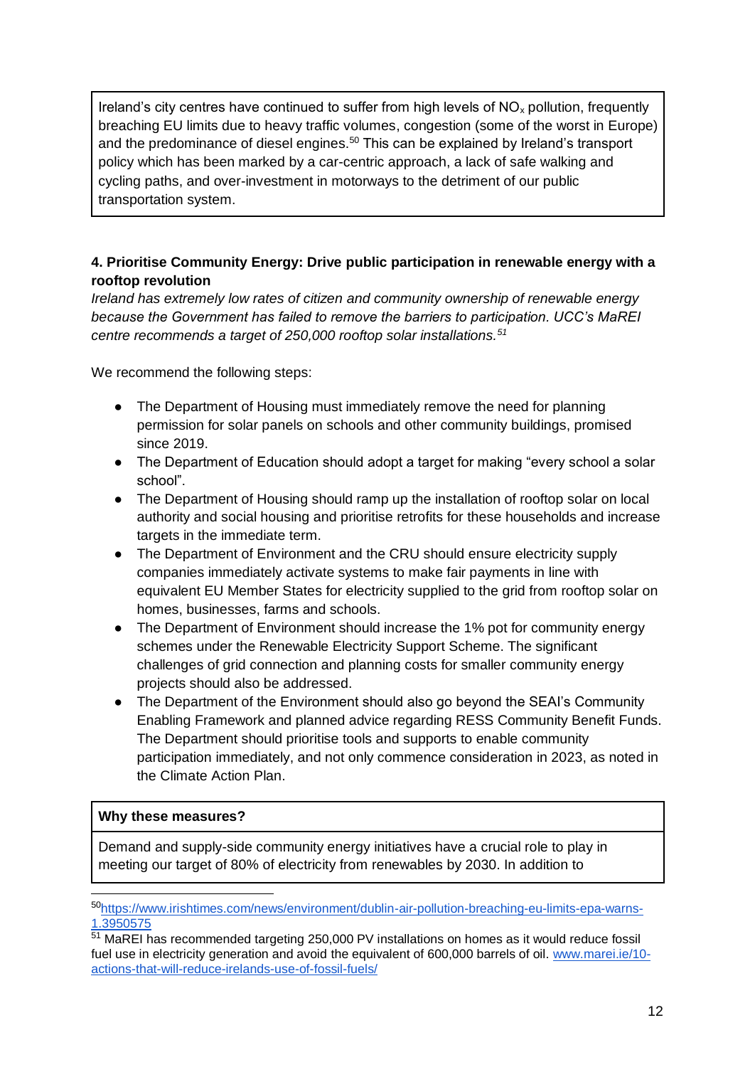Ireland's city centres have continued to suffer from high levels of $NO_x$ pollution, frequently breaching EU limits due to heavy traffic volumes, congestion (some of the worst in Europe) and the predominance of diesel engines.[50] This can be explained by Ireland's transport policy which has been marked by a car-centric approach, a lack of safe walking and cycling paths, and over-investment in motorways to the detriment of our public transportation system.

**4. Prioritise Community Energy: Drive public participation in renewable energy with a rooftop revolution**

*Ireland has extremely low rates of citizen and community ownership of renewable energy because the Government has failed to remove the barriers to participation. UCC's MaREI centre recommends a target of 250,000 rooftop solar installations.[51]*

We recommend the following steps:

- The Department of Housing must immediately remove the need for planning permission for solar panels on schools and other community buildings, promised since 2019.
- The Department of Education should adopt a target for making "every school a solar school".
- The Department of Housing should ramp up the installation of rooftop solar on local authority and social housing and prioritise retrofits for these households and increase targets in the immediate term.
- The Department of Environment and the CRU should ensure electricity supply companies immediately activate systems to make fair payments in line with equivalent EU Member States for electricity supplied to the grid from rooftop solar on homes, businesses, farms and schools.
- The Department of Environment should increase the 1% pot for community energy schemes under the Renewable Electricity Support Scheme. The significant challenges of grid connection and planning costs for smaller community energy projects should also be addressed.
- The Department of the Environment should also go beyond the SEAI's Community Enabling Framework and planned advice regarding RESS Community Benefit Funds. The Department should prioritise tools and supports to enable community participation immediately, and not only commence consideration in 2023, as noted in the Climate Action Plan.

**Why these measures?**

Demand and supply-side community energy initiatives have a crucial role to play in meeting our target of 80% of electricity from renewables by 2030. In addition to

---

[50] https://www.irishtimes.com/news/environment/dublin-air-pollution-breaching-eu-limits-epa-warns-1.3950575

[51] MaREI has recommended targeting 250,000 PV installations on homes as it would reduce fossil fuel use in electricity generation and avoid the equivalent of 600,000 barrels of oil. www.marei.ie/10-actions-that-will-reduce-irelands-use-of-fossil-fuels/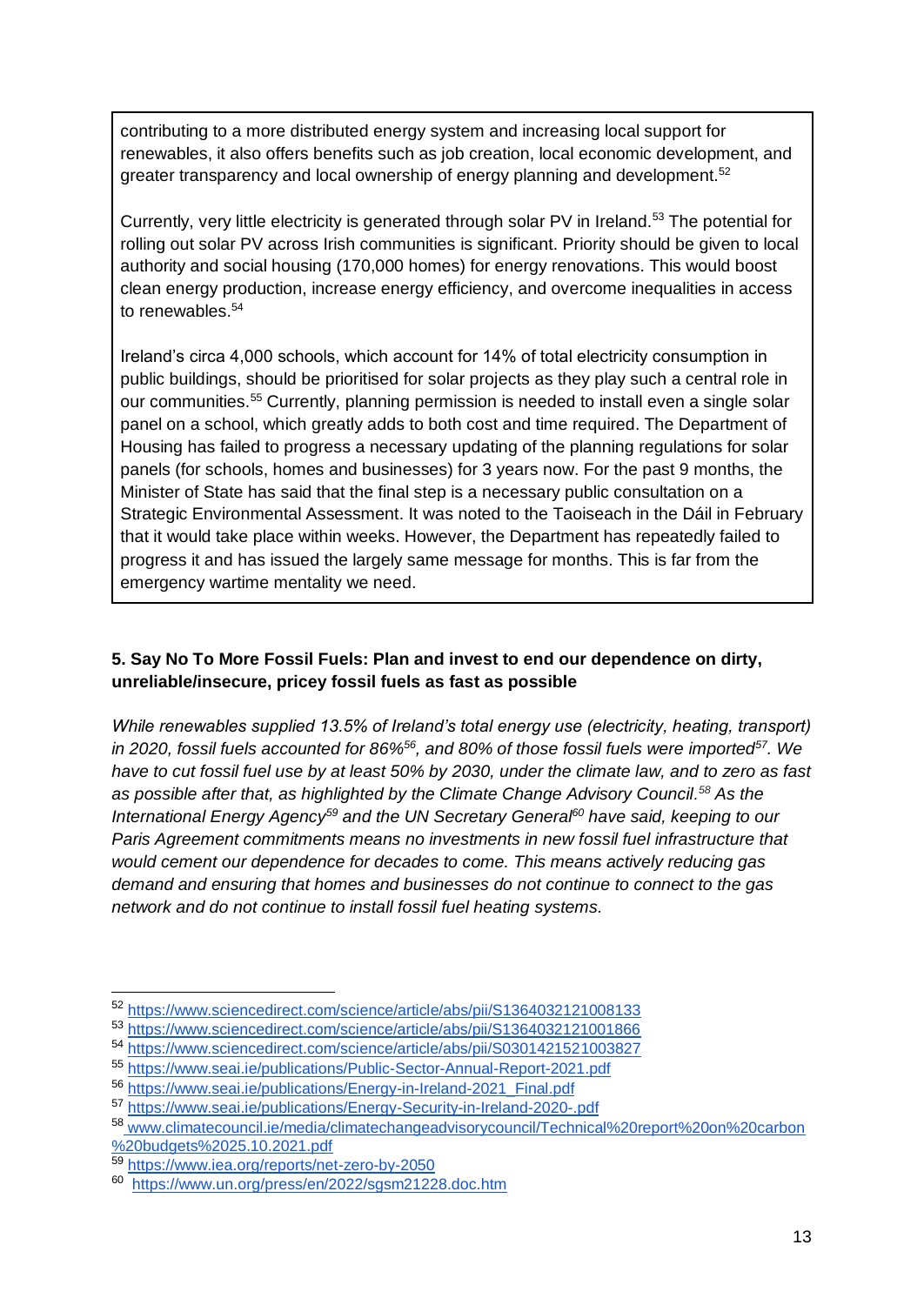contributing to a more distributed energy system and increasing local support for renewables, it also offers benefits such as job creation, local economic development, and greater transparency and local ownership of energy planning and development.[52]

Currently, very little electricity is generated through solar PV in Ireland.[53] The potential for rolling out solar PV across Irish communities is significant. Priority should be given to local authority and social housing (170,000 homes) for energy renovations. This would boost clean energy production, increase energy efficiency, and overcome inequalities in access to renewables.[54]

Ireland's circa 4,000 schools, which account for 14% of total electricity consumption in public buildings, should be prioritised for solar projects as they play such a central role in our communities.[55] Currently, planning permission is needed to install even a single solar panel on a school, which greatly adds to both cost and time required. The Department of Housing has failed to progress a necessary updating of the planning regulations for solar panels (for schools, homes and businesses) for 3 years now. For the past 9 months, the Minister of State has said that the final step is a necessary public consultation on a Strategic Environmental Assessment. It was noted to the Taoiseach in the Dáil in February that it would take place within weeks. However, the Department has repeatedly failed to progress it and has issued the largely same message for months. This is far from the emergency wartime mentality we need.

**5. Say No To More Fossil Fuels: Plan and invest to end our dependence on dirty, unreliable/insecure, pricey fossil fuels as fast as possible**

*While renewables supplied 13.5% of Ireland's total energy use (electricity, heating, transport) in 2020, fossil fuels accounted for 86%[56], and 80% of those fossil fuels were imported[57]. We have to cut fossil fuel use by at least 50% by 2030, under the climate law, and to zero as fast as possible after that, as highlighted by the Climate Change Advisory Council.[58] As the International Energy Agency[59] and the UN Secretary General[60] have said, keeping to our Paris Agreement commitments means no investments in new fossil fuel infrastructure that would cement our dependence for decades to come. This means actively reducing gas demand and ensuring that homes and businesses do not continue to connect to the gas network and do not continue to install fossil fuel heating systems.*

---

[52] https://www.sciencedirect.com/science/article/abs/pii/S1364032121008133
[53] https://www.sciencedirect.com/science/article/abs/pii/S1364032121001866
[54] https://www.sciencedirect.com/science/article/abs/pii/S0301421521003827
[55] https://www.seai.ie/publications/Public-Sector-Annual-Report-2021.pdf
[56] https://www.seai.ie/publications/Energy-in-Ireland-2021_Final.pdf
[57] https://www.seai.ie/publications/Energy-Security-in-Ireland-2020-.pdf
[58] www.climatecouncil.ie/media/climatechangeadvisorycouncil/Technical%20report%20on%20carbon%20budgets%2025.10.2021.pdf
[59] https://www.iea.org/reports/net-zero-by-2050
[60] https://www.un.org/press/en/2022/sgsm21228.doc.htm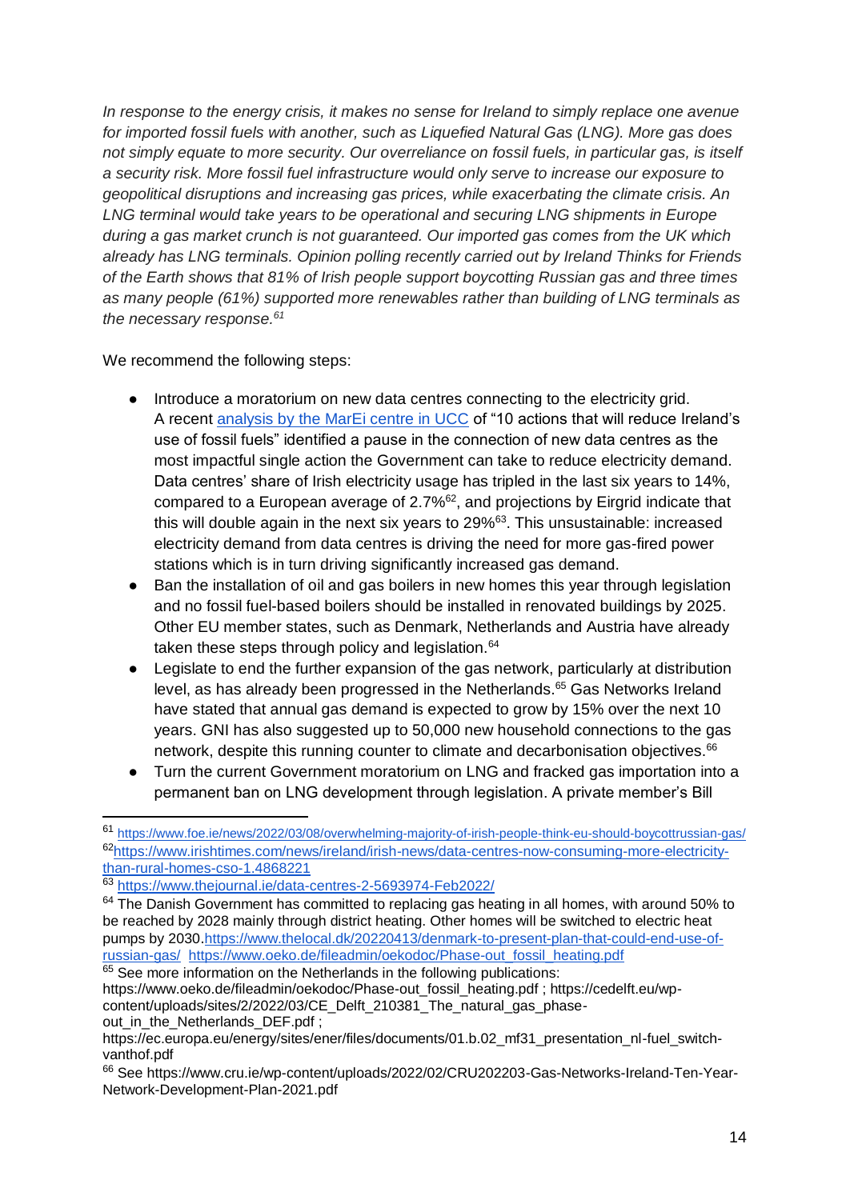*In response to the energy crisis, it makes no sense for Ireland to simply replace one avenue for imported fossil fuels with another, such as Liquefied Natural Gas (LNG). More gas does not simply equate to more security. Our overreliance on fossil fuels, in particular gas, is itself a security risk. More fossil fuel infrastructure would only serve to increase our exposure to geopolitical disruptions and increasing gas prices, while exacerbating the climate crisis. An LNG terminal would take years to be operational and securing LNG shipments in Europe during a gas market crunch is not guaranteed. Our imported gas comes from the UK which already has LNG terminals. Opinion polling recently carried out by Ireland Thinks for Friends of the Earth shows that 81% of Irish people support boycotting Russian gas and three times as many people (61%) supported more renewables rather than building of LNG terminals as the necessary response.*[61]

We recommend the following steps:

- Introduce a moratorium on new data centres connecting to the electricity grid. A recent analysis by the MarEi centre in UCC of "10 actions that will reduce Ireland's use of fossil fuels" identified a pause in the connection of new data centres as the most impactful single action the Government can take to reduce electricity demand. Data centres' share of Irish electricity usage has tripled in the last six years to 14%, compared to a European average of 2.7%[62], and projections by Eirgrid indicate that this will double again in the next six years to 29%[63]. This unsustainable: increased electricity demand from data centres is driving the need for more gas-fired power stations which is in turn driving significantly increased gas demand.
- Ban the installation of oil and gas boilers in new homes this year through legislation and no fossil fuel-based boilers should be installed in renovated buildings by 2025. Other EU member states, such as Denmark, Netherlands and Austria have already taken these steps through policy and legislation.[64]
- Legislate to end the further expansion of the gas network, particularly at distribution level, as has already been progressed in the Netherlands.[65] Gas Networks Ireland have stated that annual gas demand is expected to grow by 15% over the next 10 years. GNI has also suggested up to 50,000 new household connections to the gas network, despite this running counter to climate and decarbonisation objectives.[66]
- Turn the current Government moratorium on LNG and fracked gas importation into a permanent ban on LNG development through legislation. A private member's Bill

---

[61] https://www.foe.ie/news/2022/03/08/overwhelming-majority-of-irish-people-think-eu-should-boycottrussian-gas/

[62] https://www.irishtimes.com/news/ireland/irish-news/data-centres-now-consuming-more-electricity-than-rural-homes-cso-1.4868221

[63] https://www.thejournal.ie/data-centres-2-5693974-Feb2022/

[64] The Danish Government has committed to replacing gas heating in all homes, with around 50% to be reached by 2028 mainly through district heating. Other homes will be switched to electric heat pumps by 2030.https://www.thelocal.dk/20220413/denmark-to-present-plan-that-could-end-use-of-russian-gas/ https://www.oeko.de/fileadmin/oekodoc/Phase-out_fossil_heating.pdf

[65] See more information on the Netherlands in the following publications: https://www.oeko.de/fileadmin/oekodoc/Phase-out_fossil_heating.pdf ; https://cedelft.eu/wp-content/uploads/sites/2/2022/03/CE_Delft_210381_The_natural_gas_phase-out_in_the_Netherlands_DEF.pdf ; https://ec.europa.eu/energy/sites/ener/files/documents/01.b.02_mf31_presentation_nl-fuel_switch-vanthof.pdf

[66] See https://www.cru.ie/wp-content/uploads/2022/02/CRU202203-Gas-Networks-Ireland-Ten-Year-Network-Development-Plan-2021.pdf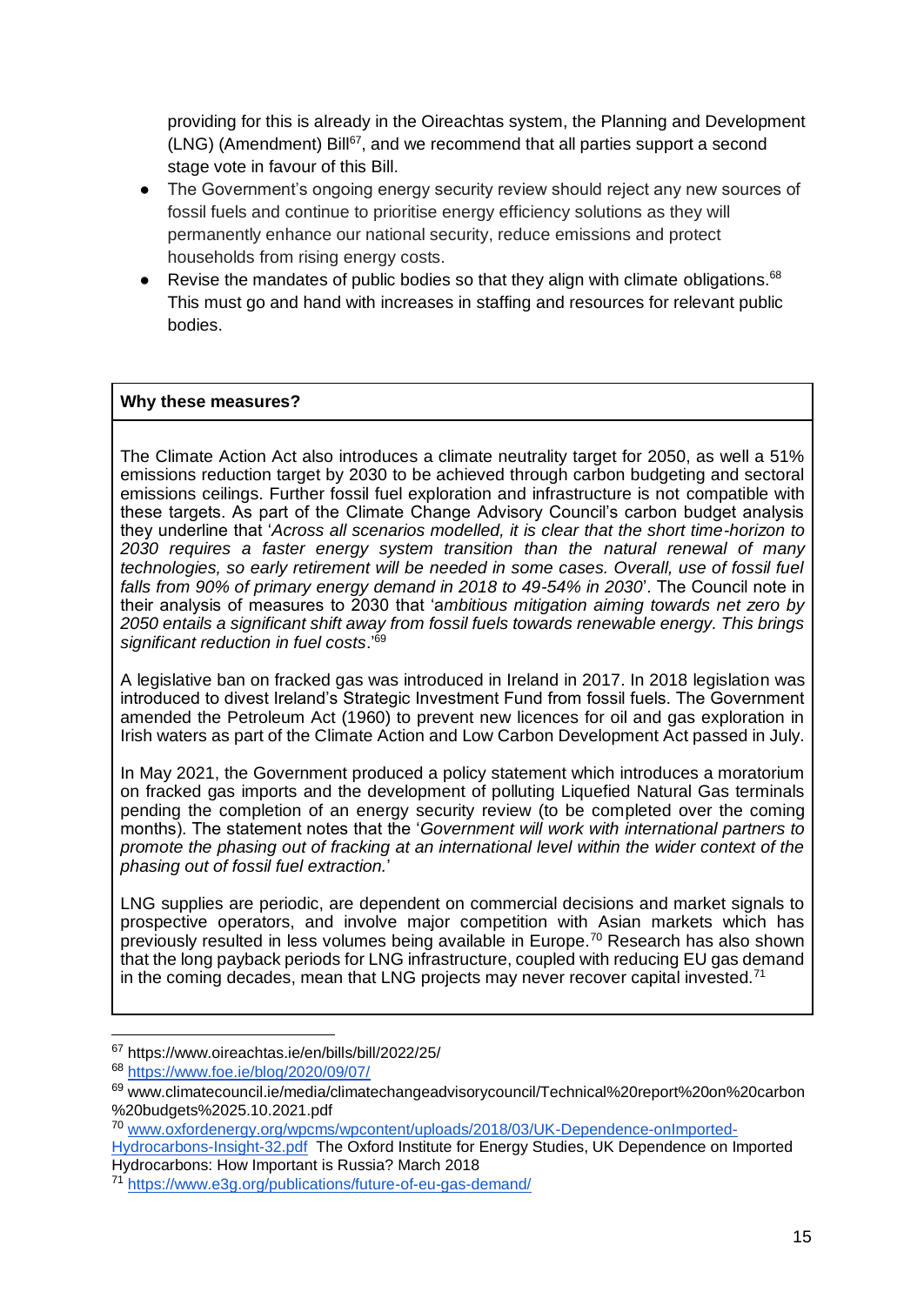providing for this is already in the Oireachtas system, the Planning and Development (LNG) (Amendment) Bill[67], and we recommend that all parties support a second stage vote in favour of this Bill.

- The Government's ongoing energy security review should reject any new sources of fossil fuels and continue to prioritise energy efficiency solutions as they will permanently enhance our national security, reduce emissions and protect households from rising energy costs.
- Revise the mandates of public bodies so that they align with climate obligations.[68] This must go and hand with increases in staffing and resources for relevant public bodies.

**Why these measures?**

The Climate Action Act also introduces a climate neutrality target for 2050, as well a 51% emissions reduction target by 2030 to be achieved through carbon budgeting and sectoral emissions ceilings. Further fossil fuel exploration and infrastructure is not compatible with these targets. As part of the Climate Change Advisory Council's carbon budget analysis they underline that '*Across all scenarios modelled, it is clear that the short time-horizon to 2030 requires a faster energy system transition than the natural renewal of many technologies, so early retirement will be needed in some cases. Overall, use of fossil fuel falls from 90% of primary energy demand in 2018 to 49-54% in 2030*'. The Council note in their analysis of measures to 2030 that '*ambitious mitigation aiming towards net zero by 2050 entails a significant shift away from fossil fuels towards renewable energy. This brings significant reduction in fuel costs*.'[69]

A legislative ban on fracked gas was introduced in Ireland in 2017. In 2018 legislation was introduced to divest Ireland's Strategic Investment Fund from fossil fuels. The Government amended the Petroleum Act (1960) to prevent new licences for oil and gas exploration in Irish waters as part of the Climate Action and Low Carbon Development Act passed in July.

In May 2021, the Government produced a policy statement which introduces a moratorium on fracked gas imports and the development of polluting Liquefied Natural Gas terminals pending the completion of an energy security review (to be completed over the coming months). The statement notes that the '*Government will work with international partners to promote the phasing out of fracking at an international level within the wider context of the phasing out of fossil fuel extraction.*'

LNG supplies are periodic, are dependent on commercial decisions and market signals to prospective operators, and involve major competition with Asian markets which has previously resulted in less volumes being available in Europe.[70] Research has also shown that the long payback periods for LNG infrastructure, coupled with reducing EU gas demand in the coming decades, mean that LNG projects may never recover capital invested.[71]

---

[67] https://www.oireachtas.ie/en/bills/bill/2022/25/

[68] https://www.foe.ie/blog/2020/09/07/

[69] www.climatecouncil.ie/media/climatechangeadvisorycouncil/Technical%20report%20on%20carbon%20budgets%25.10.2021.pdf

[70] www.oxfordenergy.org/wpcms/wpcontent/uploads/2018/03/UK-Dependence-onImported-Hydrocarbons-Insight-32.pdf The Oxford Institute for Energy Studies, UK Dependence on Imported Hydrocarbons: How Important is Russia? March 2018

[71] https://www.e3g.org/publications/future-of-eu-gas-demand/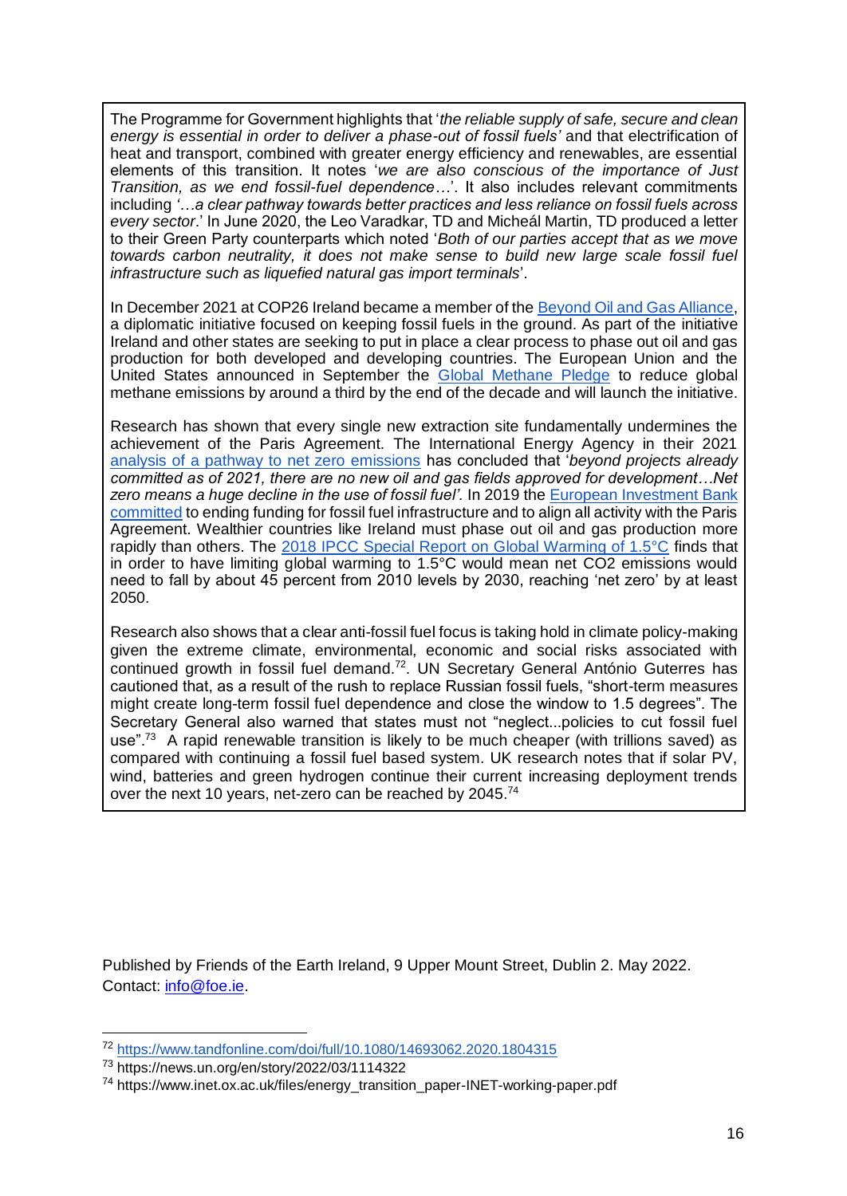The Programme for Government highlights that '*the reliable supply of safe, secure and clean energy is essential in order to deliver a phase-out of fossil fuels'* and that electrification of heat and transport, combined with greater energy efficiency and renewables, are essential elements of this transition. It notes '*we are also conscious of the importance of Just Transition, as we end fossil-fuel dependence…*'. It also includes relevant commitments including '*…a clear pathway towards better practices and less reliance on fossil fuels across every sector*.' In June 2020, the Leo Varadkar, TD and Micheál Martin, TD produced a letter to their Green Party counterparts which noted '*Both of our parties accept that as we move towards carbon neutrality, it does not make sense to build new large scale fossil fuel infrastructure such as liquefied natural gas import terminals*'.

In December 2021 at COP26 Ireland became a member of the Beyond Oil and Gas Alliance, a diplomatic initiative focused on keeping fossil fuels in the ground. As part of the initiative Ireland and other states are seeking to put in place a clear process to phase out oil and gas production for both developed and developing countries. The European Union and the United States announced in September the Global Methane Pledge to reduce global methane emissions by around a third by the end of the decade and will launch the initiative.

Research has shown that every single new extraction site fundamentally undermines the achievement of the Paris Agreement. The International Energy Agency in their 2021 analysis of a pathway to net zero emissions has concluded that '*beyond projects already committed as of 2021, there are no new oil and gas fields approved for development…Net zero means a huge decline in the use of fossil fuel'.* In 2019 the European Investment Bank committed to ending funding for fossil fuel infrastructure and to align all activity with the Paris Agreement. Wealthier countries like Ireland must phase out oil and gas production more rapidly than others. The 2018 IPCC Special Report on Global Warming of 1.5°C finds that in order to have limiting global warming to 1.5°C would mean net CO2 emissions would need to fall by about 45 percent from 2010 levels by 2030, reaching 'net zero' by at least 2050.

Research also shows that a clear anti-fossil fuel focus is taking hold in climate policy-making given the extreme climate, environmental, economic and social risks associated with continued growth in fossil fuel demand.[72]. UN Secretary General António Guterres has cautioned that, as a result of the rush to replace Russian fossil fuels, "short-term measures might create long-term fossil fuel dependence and close the window to 1.5 degrees". The Secretary General also warned that states must not "neglect...policies to cut fossil fuel use".[73] A rapid renewable transition is likely to be much cheaper (with trillions saved) as compared with continuing a fossil fuel based system. UK research notes that if solar PV, wind, batteries and green hydrogen continue their current increasing deployment trends over the next 10 years, net-zero can be reached by 2045.[74]

Published by Friends of the Earth Ireland, 9 Upper Mount Street, Dublin 2. May 2022. Contact: info@foe.ie.

---

[72] https://www.tandfonline.com/doi/full/10.1080/14693062.2020.1804315

[73] https://news.un.org/en/story/2022/03/1114322

[74] https://www.inet.ox.ac.uk/files/energy_transition_paper-INET-working-paper.pdf